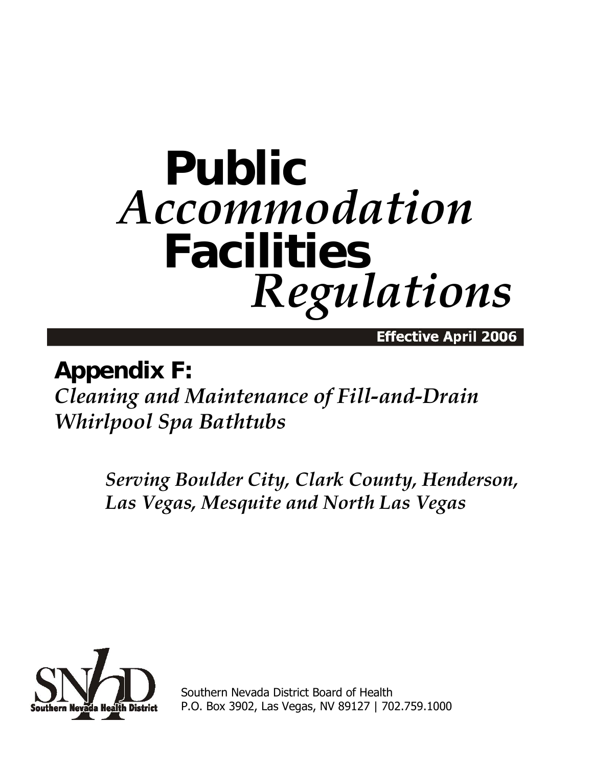# **Public** *Accommodation* **Facilities** *Regulations*

**Effective April 2006**

## Appendix F:

*Cleaning and Maintenance of Fill-and-Drain Whirlpool Spa Bathtubs*

*Serving Boulder City, Clark County, Henderson, Las Vegas, Mesquite and North Las Vegas*

Southern Nevada Health District

Southern Nevada District Board of Health
P.O. Box 3902, Las Vegas, NV 89127 | 702.759.1000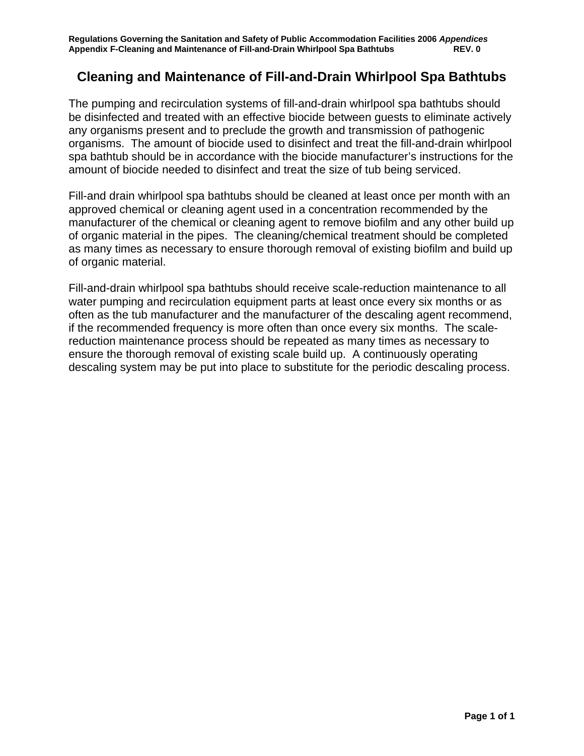# Cleaning and Maintenance of Fill-and-Drain Whirlpool Spa Bathtubs

The pumping and recirculation systems of fill-and-drain whirlpool spa bathtubs should be disinfected and treated with an effective biocide between guests to eliminate actively any organisms present and to preclude the growth and transmission of pathogenic organisms. The amount of biocide used to disinfect and treat the fill-and-drain whirlpool spa bathtub should be in accordance with the biocide manufacturer's instructions for the amount of biocide needed to disinfect and treat the size of tub being serviced.

Fill-and drain whirlpool spa bathtubs should be cleaned at least once per month with an approved chemical or cleaning agent used in a concentration recommended by the manufacturer of the chemical or cleaning agent to remove biofilm and any other build up of organic material in the pipes. The cleaning/chemical treatment should be completed as many times as necessary to ensure thorough removal of existing biofilm and build up of organic material.

Fill-and-drain whirlpool spa bathtubs should receive scale-reduction maintenance to all water pumping and recirculation equipment parts at least once every six months or as often as the tub manufacturer and the manufacturer of the descaling agent recommend, if the recommended frequency is more often than once every six months. The scale-reduction maintenance process should be repeated as many times as necessary to ensure the thorough removal of existing scale build up. A continuously operating descaling system may be put into place to substitute for the periodic descaling process.